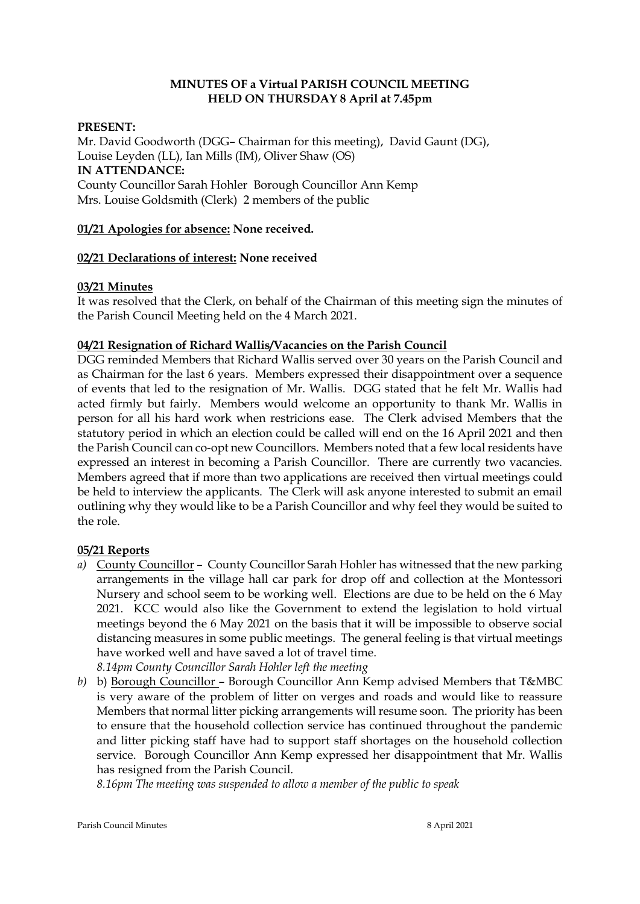# MINUTES OF a Virtual PARISH COUNCIL MEETING
## HELD ON THURSDAY 8 April at 7.45pm

**PRESENT:**

Mr. David Goodworth (DGG– Chairman for this meeting), David Gaunt (DG), Louise Leyden (LL), Ian Mills (IM), Oliver Shaw (OS)

**IN ATTENDANCE:**

County Councillor Sarah Hohler Borough Councillor Ann Kemp

Mrs. Louise Goldsmith (Clerk) 2 members of the public

**01/21 Apologies for absence: None received.**

**02/21 Declarations of interest: None received**

**03/21 Minutes**

It was resolved that the Clerk, on behalf of the Chairman of this meeting sign the minutes of the Parish Council Meeting held on the 4 March 2021.

**04/21 Resignation of Richard Wallis/Vacancies on the Parish Council**

DGG reminded Members that Richard Wallis served over 30 years on the Parish Council and as Chairman for the last 6 years. Members expressed their disappointment over a sequence of events that led to the resignation of Mr. Wallis. DGG stated that he felt Mr. Wallis had acted firmly but fairly. Members would welcome an opportunity to thank Mr. Wallis in person for all his hard work when restricions ease. The Clerk advised Members that the statutory period in which an election could be called will end on the 16 April 2021 and then the Parish Council can co-opt new Councillors. Members noted that a few local residents have expressed an interest in becoming a Parish Councillor. There are currently two vacancies. Members agreed that if more than two applications are received then virtual meetings could be held to interview the applicants. The Clerk will ask anyone interested to submit an email outlining why they would like to be a Parish Councillor and why feel they would be suited to the role.

**05/21 Reports**

*a)* <u>County Councillor</u> – County Councillor Sarah Hohler has witnessed that the new parking arrangements in the village hall car park for drop off and collection at the Montessori Nursery and school seem to be working well. Elections are due to be held on the 6 May 2021. KCC would also like the Government to extend the legislation to hold virtual meetings beyond the 6 May 2021 on the basis that it will be impossible to observe social distancing measures in some public meetings. The general feeling is that virtual meetings have worked well and have saved a lot of travel time.

   *8.14pm County Councillor Sarah Hohler left the meeting*

*b)* b) <u>Borough Councillor</u> – Borough Councillor Ann Kemp advised Members that T&MBC is very aware of the problem of litter on verges and roads and would like to reassure Members that normal litter picking arrangements will resume soon. The priority has been to ensure that the household collection service has continued throughout the pandemic and litter picking staff have had to support staff shortages on the household collection service. Borough Councillor Ann Kemp expressed her disappointment that Mr. Wallis has resigned from the Parish Council.

   *8.16pm The meeting was suspended to allow a member of the public to speak*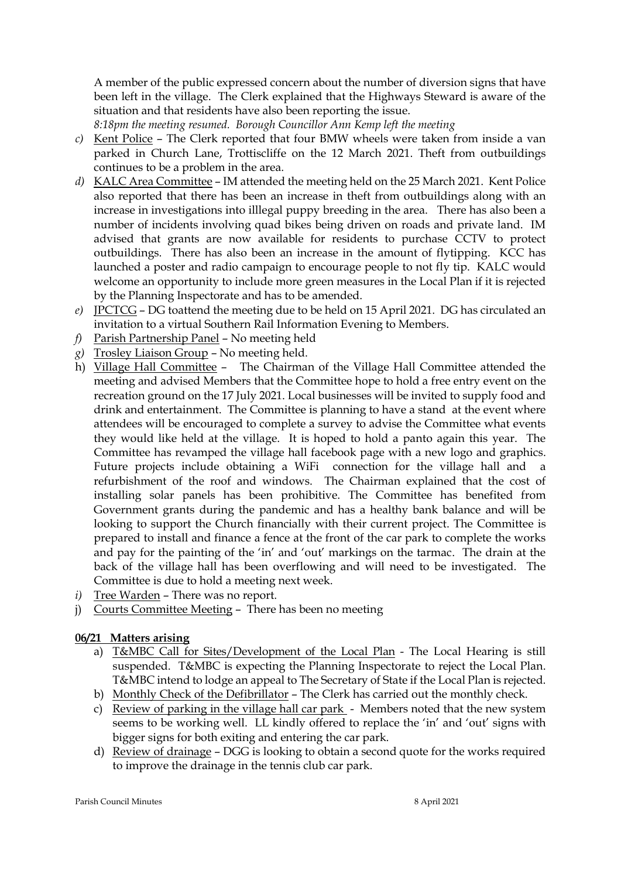A member of the public expressed concern about the number of diversion signs that have been left in the village. The Clerk explained that the Highways Steward is aware of the situation and that residents have also been reporting the issue.

*8:18pm the meeting resumed. Borough Councillor Ann Kemp left the meeting*

*c)* Kent Police – The Clerk reported that four BMW wheels were taken from inside a van parked in Church Lane, Trottiscliffe on the 12 March 2021. Theft from outbuildings continues to be a problem in the area.

*d)* KALC Area Committee – IM attended the meeting held on the 25 March 2021. Kent Police also reported that there has been an increase in theft from outbuildings along with an increase in investigations into illlegal puppy breeding in the area. There has also been a number of incidents involving quad bikes being driven on roads and private land. IM advised that grants are now available for residents to purchase CCTV to protect outbuildings. There has also been an increase in the amount of flytipping. KCC has launched a poster and radio campaign to encourage people to not fly tip. KALC would welcome an opportunity to include more green measures in the Local Plan if it is rejected by the Planning Inspectorate and has to be amended.

*e)* JPCTCG – DG toattend the meeting due to be held on 15 April 2021. DG has circulated an invitation to a virtual Southern Rail Information Evening to Members.

*f)* Parish Partnership Panel – No meeting held

*g)* Trosley Liaison Group – No meeting held.

h) Village Hall Committee – The Chairman of the Village Hall Committee attended the meeting and advised Members that the Committee hope to hold a free entry event on the recreation ground on the 17 July 2021. Local businesses will be invited to supply food and drink and entertainment. The Committee is planning to have a stand at the event where attendees will be encouraged to complete a survey to advise the Committee what events they would like held at the village. It is hoped to hold a panto again this year. The Committee has revamped the village hall facebook page with a new logo and graphics. Future projects include obtaining a WiFi connection for the village hall and a refurbishment of the roof and windows. The Chairman explained that the cost of installing solar panels has been prohibitive. The Committee has benefited from Government grants during the pandemic and has a healthy bank balance and will be looking to support the Church financially with their current project. The Committee is prepared to install and finance a fence at the front of the car park to complete the works and pay for the painting of the 'in' and 'out' markings on the tarmac. The drain at the back of the village hall has been overflowing and will need to be investigated. The Committee is due to hold a meeting next week.

*i)* Tree Warden – There was no report.

j) Courts Committee Meeting – There has been no meeting

**06/21 Matters arising**

a) T&MBC Call for Sites/Development of the Local Plan - The Local Hearing is still suspended. T&MBC is expecting the Planning Inspectorate to reject the Local Plan. T&MBC intend to lodge an appeal to The Secretary of State if the Local Plan is rejected.

b) Monthly Check of the Defibrillator – The Clerk has carried out the monthly check.

c) Review of parking in the village hall car park - Members noted that the new system seems to be working well. LL kindly offered to replace the 'in' and 'out' signs with bigger signs for both exiting and entering the car park.

d) Review of drainage – DGG is looking to obtain a second quote for the works required to improve the drainage in the tennis club car park.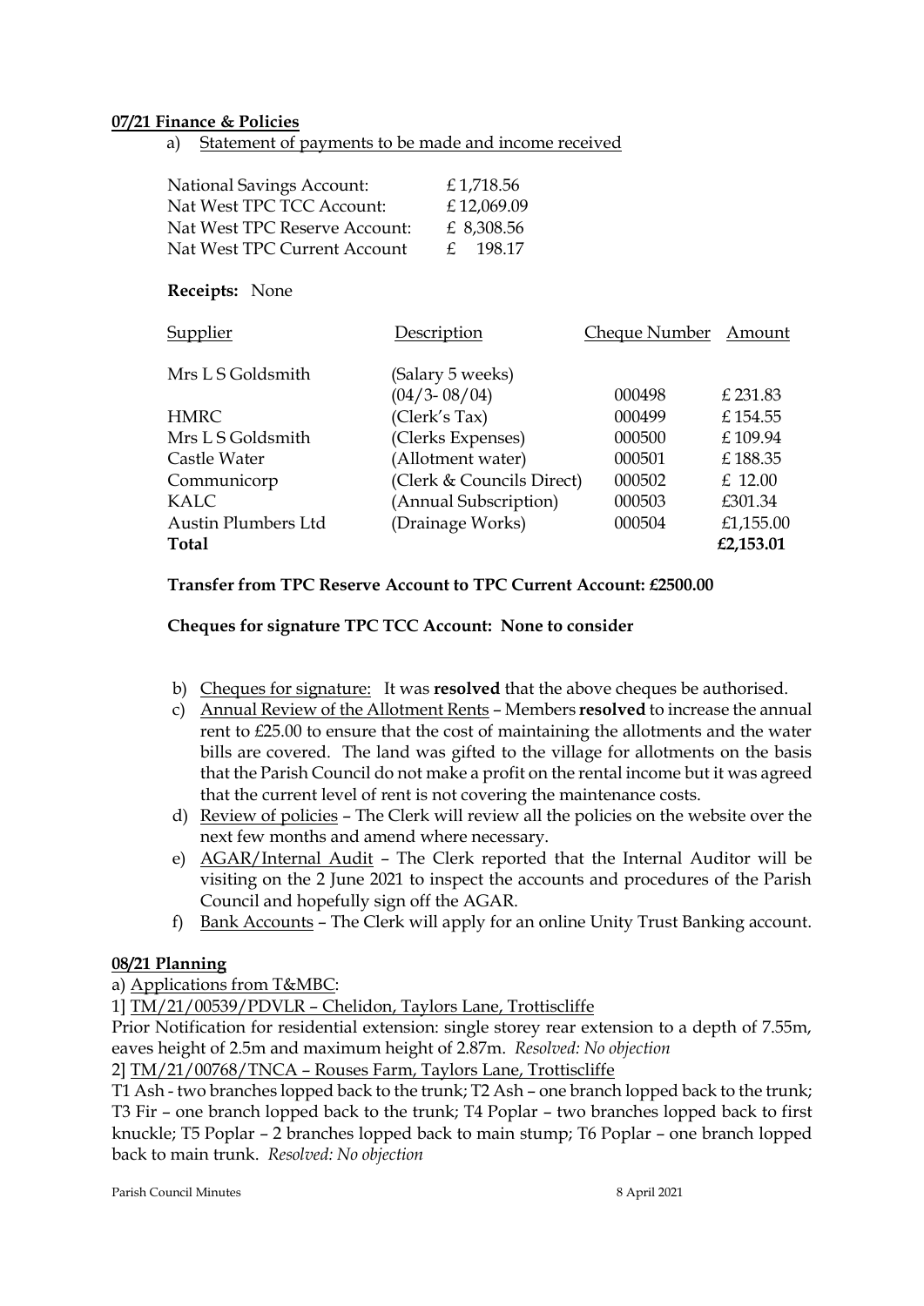**07/21 Finance & Policies**

a) Statement of payments to be made and income received

| | |
|---|---|
| National Savings Account: | £ 1,718.56 |
| Nat West TPC TCC Account: | £ 12,069.09 |
| Nat West TPC Reserve Account: | £ 8,308.56 |
| Nat West TPC Current Account | £ 198.17 |

**Receipts:** None

| Supplier | Description | Cheque Number | Amount |
|---|---|---|---|
| Mrs L S Goldsmith | (Salary 5 weeks) (04/3- 08/04) | 000498 | £ 231.83 |
| HMRC | (Clerk's Tax) | 000499 | £ 154.55 |
| Mrs L S Goldsmith | (Clerks Expenses) | 000500 | £ 109.94 |
| Castle Water | (Allotment water) | 000501 | £ 188.35 |
| Communicorp | (Clerk & Councils Direct) | 000502 | £ 12.00 |
| KALC | (Annual Subscription) | 000503 | £301.34 |
| Austin Plumbers Ltd | (Drainage Works) | 000504 | £1,155.00 |
| **Total** | | | **£2,153.01** |

**Transfer from TPC Reserve Account to TPC Current Account: £2500.00**

**Cheques for signature TPC TCC Account: None to consider**

b) Cheques for signature: It was **resolved** that the above cheques be authorised.

c) Annual Review of the Allotment Rents – Members **resolved** to increase the annual rent to £25.00 to ensure that the cost of maintaining the allotments and the water bills are covered. The land was gifted to the village for allotments on the basis that the Parish Council do not make a profit on the rental income but it was agreed that the current level of rent is not covering the maintenance costs.

d) Review of policies – The Clerk will review all the policies on the website over the next few months and amend where necessary.

e) AGAR/Internal Audit – The Clerk reported that the Internal Auditor will be visiting on the 2 June 2021 to inspect the accounts and procedures of the Parish Council and hopefully sign off the AGAR.

f) Bank Accounts – The Clerk will apply for an online Unity Trust Banking account.

**08/21 Planning**

a) Applications from T&MBC:

1] TM/21/00539/PDVLR – Chelidon, Taylors Lane, Trottiscliffe

Prior Notification for residential extension: single storey rear extension to a depth of 7.55m, eaves height of 2.5m and maximum height of 2.87m. *Resolved: No objection*

2] TM/21/00768/TNCA – Rouses Farm, Taylors Lane, Trottiscliffe

T1 Ash - two branches lopped back to the trunk; T2 Ash – one branch lopped back to the trunk; T3 Fir – one branch lopped back to the trunk; T4 Poplar – two branches lopped back to first knuckle; T5 Poplar – 2 branches lopped back to main stump; T6 Poplar – one branch lopped back to main trunk. *Resolved: No objection*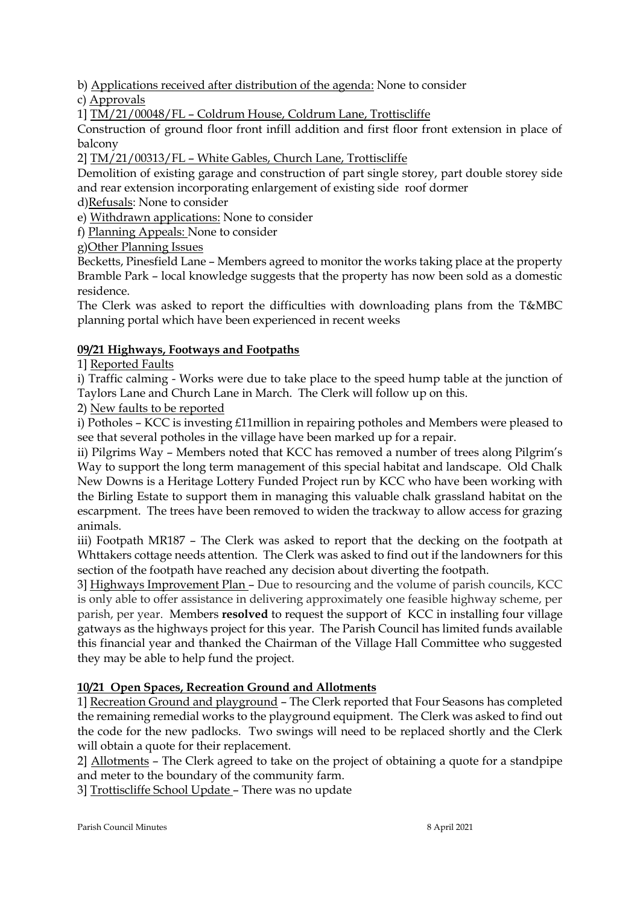b) Applications received after distribution of the agenda: None to consider

c) Approvals

1] TM/21/00048/FL – Coldrum House, Coldrum Lane, Trottiscliffe

Construction of ground floor front infill addition and first floor front extension in place of balcony

2] TM/21/00313/FL – White Gables, Church Lane, Trottiscliffe

Demolition of existing garage and construction of part single storey, part double storey side and rear extension incorporating enlargement of existing side roof dormer

d)Refusals: None to consider

e) Withdrawn applications: None to consider

f) Planning Appeals: None to consider

g)Other Planning Issues

Becketts, Pinesfield Lane – Members agreed to monitor the works taking place at the property

Bramble Park – local knowledge suggests that the property has now been sold as a domestic residence.

The Clerk was asked to report the difficulties with downloading plans from the T&MBC planning portal which have been experienced in recent weeks

**09/21 Highways, Footways and Footpaths**

1] Reported Faults

i) Traffic calming - Works were due to take place to the speed hump table at the junction of Taylors Lane and Church Lane in March. The Clerk will follow up on this.

2) New faults to be reported

i) Potholes – KCC is investing £11million in repairing potholes and Members were pleased to see that several potholes in the village have been marked up for a repair.

ii) Pilgrims Way – Members noted that KCC has removed a number of trees along Pilgrim's Way to support the long term management of this special habitat and landscape. Old Chalk New Downs is a Heritage Lottery Funded Project run by KCC who have been working with the Birling Estate to support them in managing this valuable chalk grassland habitat on the escarpment. The trees have been removed to widen the trackway to allow access for grazing animals.

iii) Footpath MR187 – The Clerk was asked to report that the decking on the footpath at Whttakers cottage needs attention. The Clerk was asked to find out if the landowners for this section of the footpath have reached any decision about diverting the footpath.

3] Highways Improvement Plan – Due to resourcing and the volume of parish councils, KCC is only able to offer assistance in delivering approximately one feasible highway scheme, per parish, per year. Members **resolved** to request the support of KCC in installing four village gatways as the highways project for this year. The Parish Council has limited funds available this financial year and thanked the Chairman of the Village Hall Committee who suggested they may be able to help fund the project.

**10/21 Open Spaces, Recreation Ground and Allotments**

1] Recreation Ground and playground – The Clerk reported that Four Seasons has completed the remaining remedial works to the playground equipment. The Clerk was asked to find out the code for the new padlocks. Two swings will need to be replaced shortly and the Clerk will obtain a quote for their replacement.

2] Allotments – The Clerk agreed to take on the project of obtaining a quote for a standpipe and meter to the boundary of the community farm.

3] Trottiscliffe School Update – There was no update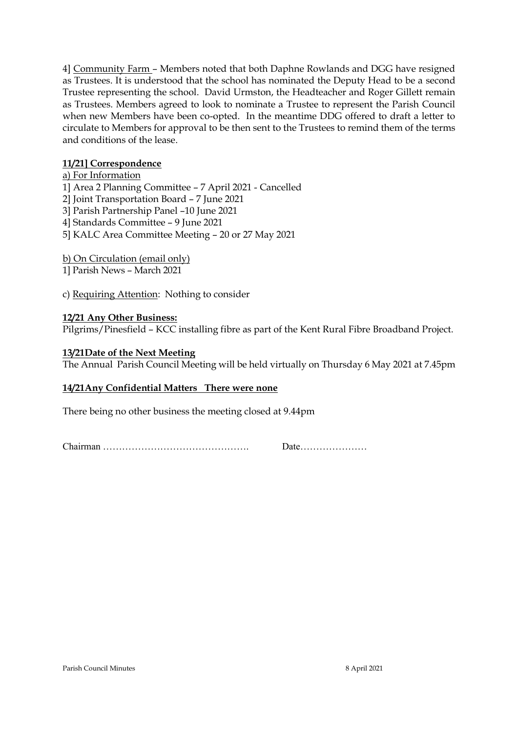4] Community Farm – Members noted that both Daphne Rowlands and DGG have resigned as Trustees. It is understood that the school has nominated the Deputy Head to be a second Trustee representing the school. David Urmston, the Headteacher and Roger Gillett remain as Trustees. Members agreed to look to nominate a Trustee to represent the Parish Council when new Members have been co-opted. In the meantime DDG offered to draft a letter to circulate to Members for approval to be then sent to the Trustees to remind them of the terms and conditions of the lease.

**11/21] Correspondence**

a) For Information

1] Area 2 Planning Committee – 7 April 2021 - Cancelled
2] Joint Transportation Board – 7 June 2021
3] Parish Partnership Panel –10 June 2021
4] Standards Committee – 9 June 2021
5] KALC Area Committee Meeting – 20 or 27 May 2021

b) On Circulation (email only)

1] Parish News – March 2021

c) Requiring Attention: Nothing to consider

**12/21 Any Other Business:**

Pilgrims/Pinesfield – KCC installing fibre as part of the Kent Rural Fibre Broadband Project.

**13/21Date of the Next Meeting**

The Annual Parish Council Meeting will be held virtually on Thursday 6 May 2021 at 7.45pm

**14/21Any Confidential Matters There were none**

There being no other business the meeting closed at 9.44pm

Chairman ………………………………………. Date…………………